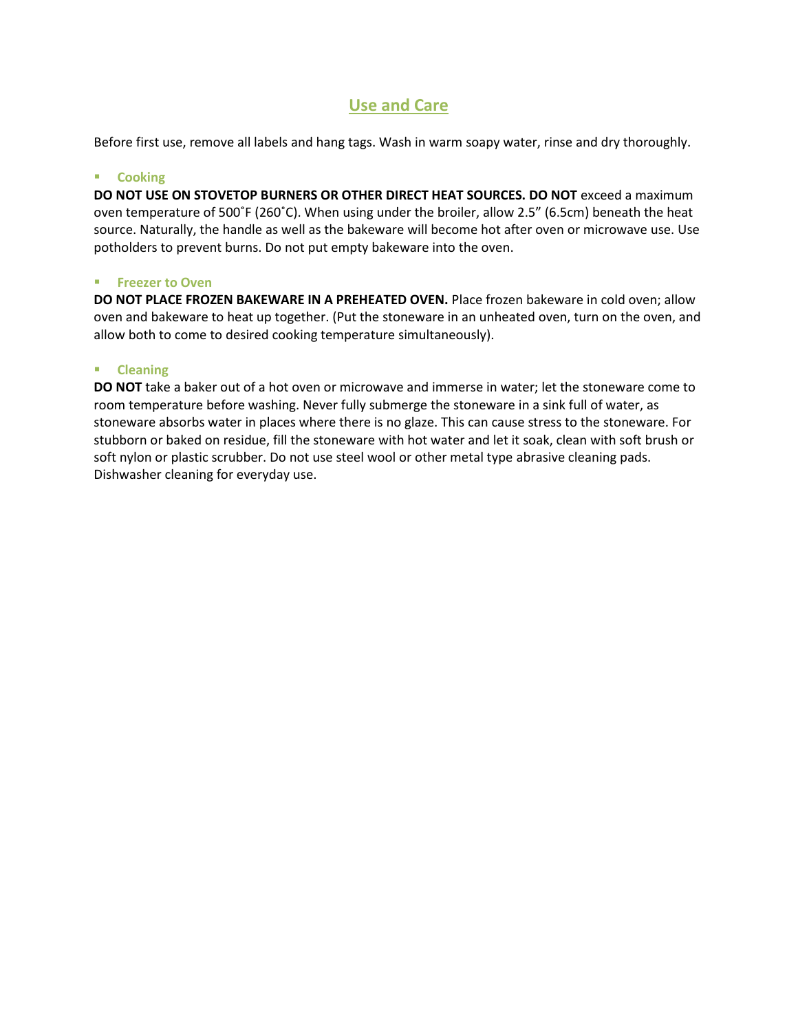# Use and Care

Before first use, remove all labels and hang tags. Wash in warm soapy water, rinse and dry thoroughly.

- **Cooking**

**DO NOT USE ON STOVETOP BURNERS OR OTHER DIRECT HEAT SOURCES. DO NOT** exceed a maximum oven temperature of 500˚F (260˚C). When using under the broiler, allow 2.5" (6.5cm) beneath the heat source. Naturally, the handle as well as the bakeware will become hot after oven or microwave use. Use potholders to prevent burns. Do not put empty bakeware into the oven.

- **Freezer to Oven**

**DO NOT PLACE FROZEN BAKEWARE IN A PREHEATED OVEN.** Place frozen bakeware in cold oven; allow oven and bakeware to heat up together. (Put the stoneware in an unheated oven, turn on the oven, and allow both to come to desired cooking temperature simultaneously).

- **Cleaning**

**DO NOT** take a baker out of a hot oven or microwave and immerse in water; let the stoneware come to room temperature before washing. Never fully submerge the stoneware in a sink full of water, as stoneware absorbs water in places where there is no glaze. This can cause stress to the stoneware. For stubborn or baked on residue, fill the stoneware with hot water and let it soak, clean with soft brush or soft nylon or plastic scrubber. Do not use steel wool or other metal type abrasive cleaning pads. Dishwasher cleaning for everyday use.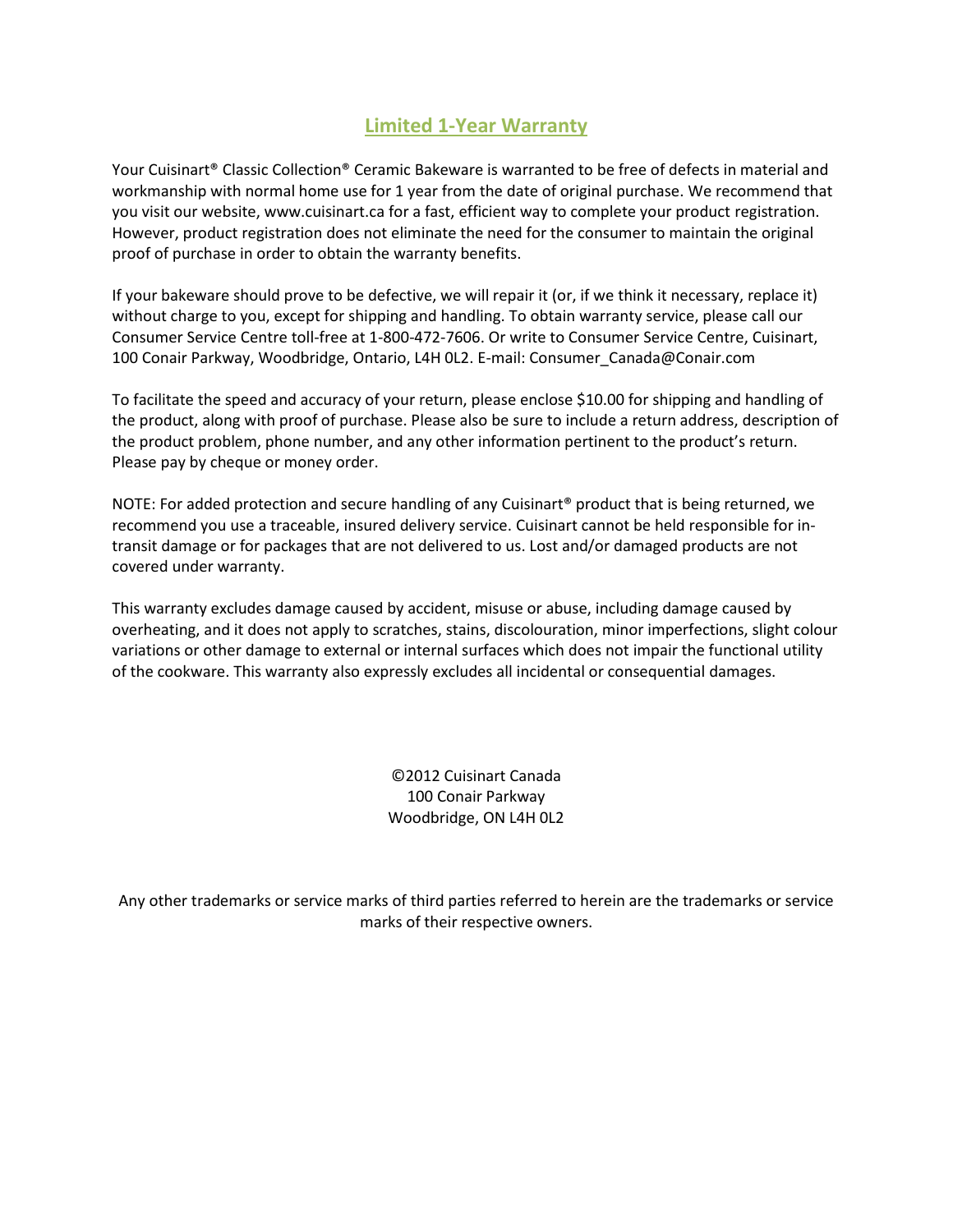## Limited 1-Year Warranty

Your Cuisinart® Classic Collection® Ceramic Bakeware is warranted to be free of defects in material and workmanship with normal home use for 1 year from the date of original purchase. We recommend that you visit our website, www.cuisinart.ca for a fast, efficient way to complete your product registration. However, product registration does not eliminate the need for the consumer to maintain the original proof of purchase in order to obtain the warranty benefits.

If your bakeware should prove to be defective, we will repair it (or, if we think it necessary, replace it) without charge to you, except for shipping and handling. To obtain warranty service, please call our Consumer Service Centre toll-free at 1-800-472-7606. Or write to Consumer Service Centre, Cuisinart, 100 Conair Parkway, Woodbridge, Ontario, L4H 0L2. E-mail: Consumer_Canada@Conair.com

To facilitate the speed and accuracy of your return, please enclose $10.00 for shipping and handling of the product, along with proof of purchase. Please also be sure to include a return address, description of the product problem, phone number, and any other information pertinent to the product's return. Please pay by cheque or money order.

NOTE: For added protection and secure handling of any Cuisinart® product that is being returned, we recommend you use a traceable, insured delivery service. Cuisinart cannot be held responsible for in-transit damage or for packages that are not delivered to us. Lost and/or damaged products are not covered under warranty.

This warranty excludes damage caused by accident, misuse or abuse, including damage caused by overheating, and it does not apply to scratches, stains, discolouration, minor imperfections, slight colour variations or other damage to external or internal surfaces which does not impair the functional utility of the cookware. This warranty also expressly excludes all incidental or consequential damages.

©2012 Cuisinart Canada
100 Conair Parkway
Woodbridge, ON L4H 0L2

Any other trademarks or service marks of third parties referred to herein are the trademarks or service marks of their respective owners.